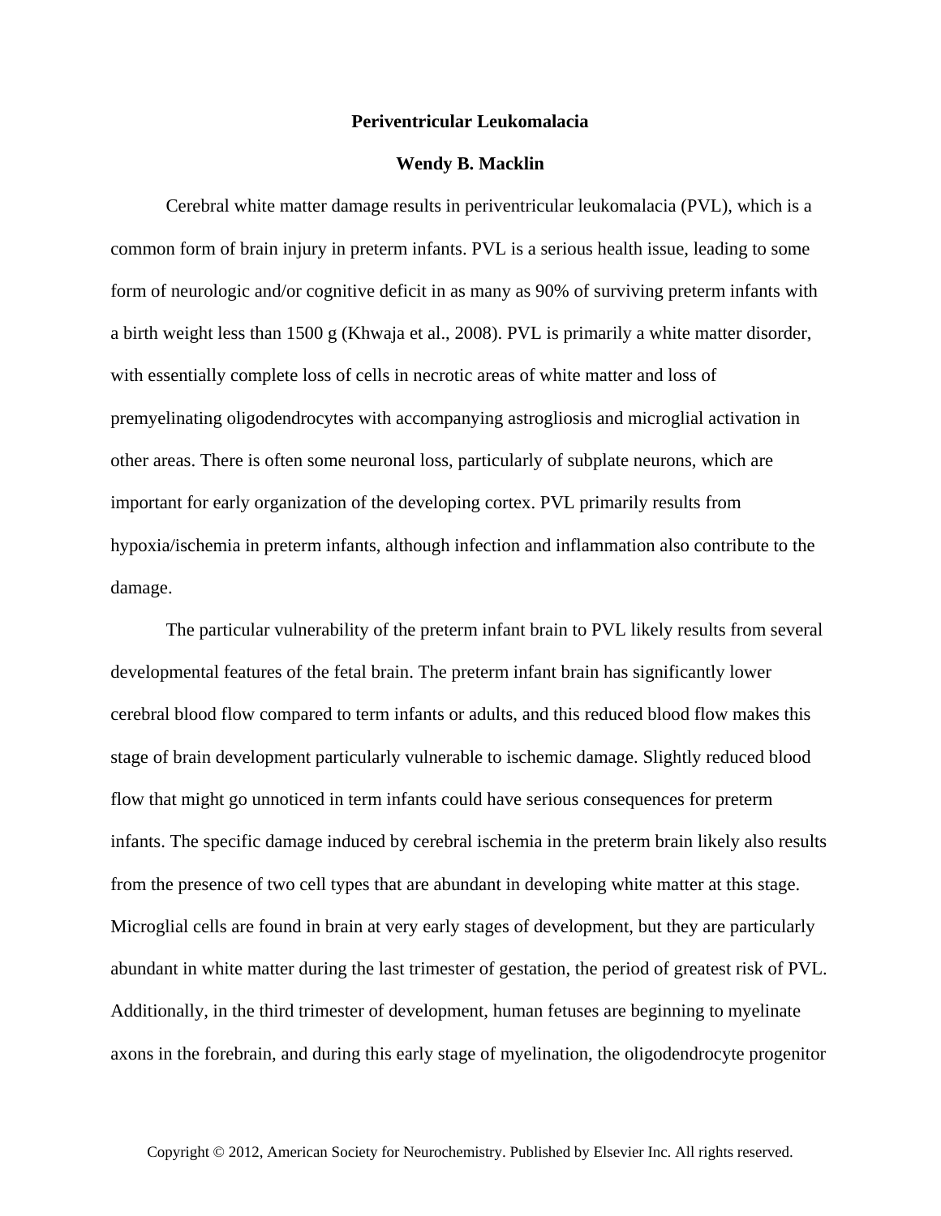# Periventricular Leukomalacia

**Wendy B. Macklin**

Cerebral white matter damage results in periventricular leukomalacia (PVL), which is a common form of brain injury in preterm infants. PVL is a serious health issue, leading to some form of neurologic and/or cognitive deficit in as many as 90% of surviving preterm infants with a birth weight less than 1500 g (Khwaja et al., 2008). PVL is primarily a white matter disorder, with essentially complete loss of cells in necrotic areas of white matter and loss of premyelinating oligodendrocytes with accompanying astrogliosis and microglial activation in other areas. There is often some neuronal loss, particularly of subplate neurons, which are important for early organization of the developing cortex. PVL primarily results from hypoxia/ischemia in preterm infants, although infection and inflammation also contribute to the damage.

The particular vulnerability of the preterm infant brain to PVL likely results from several developmental features of the fetal brain. The preterm infant brain has significantly lower cerebral blood flow compared to term infants or adults, and this reduced blood flow makes this stage of brain development particularly vulnerable to ischemic damage. Slightly reduced blood flow that might go unnoticed in term infants could have serious consequences for preterm infants. The specific damage induced by cerebral ischemia in the preterm brain likely also results from the presence of two cell types that are abundant in developing white matter at this stage. Microglial cells are found in brain at very early stages of development, but they are particularly abundant in white matter during the last trimester of gestation, the period of greatest risk of PVL. Additionally, in the third trimester of development, human fetuses are beginning to myelinate axons in the forebrain, and during this early stage of myelination, the oligodendrocyte progenitor

Copyright © 2012, American Society for Neurochemistry. Published by Elsevier Inc. All rights reserved.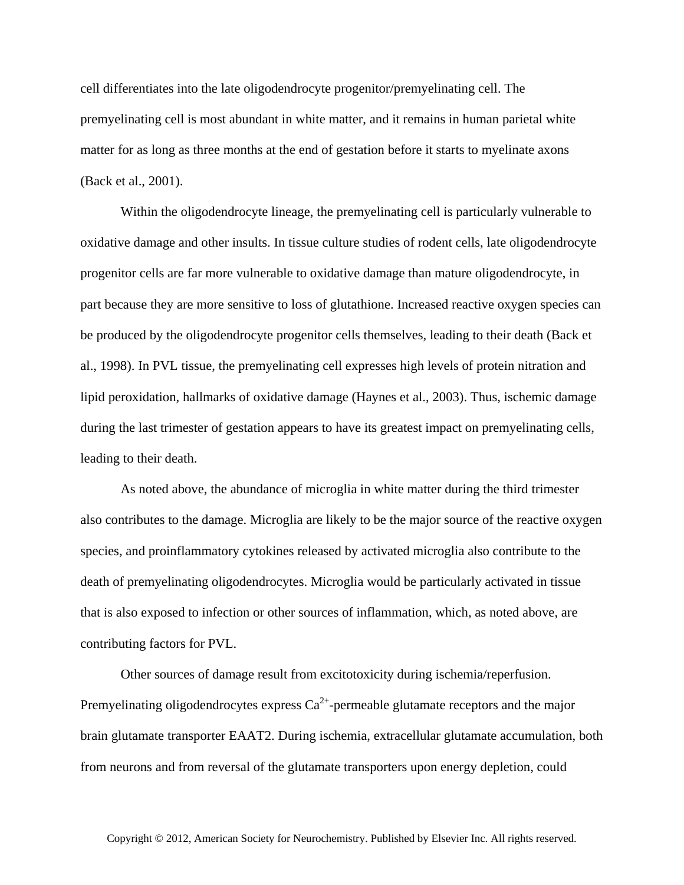cell differentiates into the late oligodendrocyte progenitor/premyelinating cell. The premyelinating cell is most abundant in white matter, and it remains in human parietal white matter for as long as three months at the end of gestation before it starts to myelinate axons (Back et al., 2001).

Within the oligodendrocyte lineage, the premyelinating cell is particularly vulnerable to oxidative damage and other insults. In tissue culture studies of rodent cells, late oligodendrocyte progenitor cells are far more vulnerable to oxidative damage than mature oligodendrocyte, in part because they are more sensitive to loss of glutathione. Increased reactive oxygen species can be produced by the oligodendrocyte progenitor cells themselves, leading to their death (Back et al., 1998). In PVL tissue, the premyelinating cell expresses high levels of protein nitration and lipid peroxidation, hallmarks of oxidative damage (Haynes et al., 2003). Thus, ischemic damage during the last trimester of gestation appears to have its greatest impact on premyelinating cells, leading to their death.

As noted above, the abundance of microglia in white matter during the third trimester also contributes to the damage. Microglia are likely to be the major source of the reactive oxygen species, and proinflammatory cytokines released by activated microglia also contribute to the death of premyelinating oligodendrocytes. Microglia would be particularly activated in tissue that is also exposed to infection or other sources of inflammation, which, as noted above, are contributing factors for PVL.

Other sources of damage result from excitotoxicity during ischemia/reperfusion. Premyelinating oligodendrocytes express $Ca^{2+}$-permeable glutamate receptors and the major brain glutamate transporter EAAT2. During ischemia, extracellular glutamate accumulation, both from neurons and from reversal of the glutamate transporters upon energy depletion, could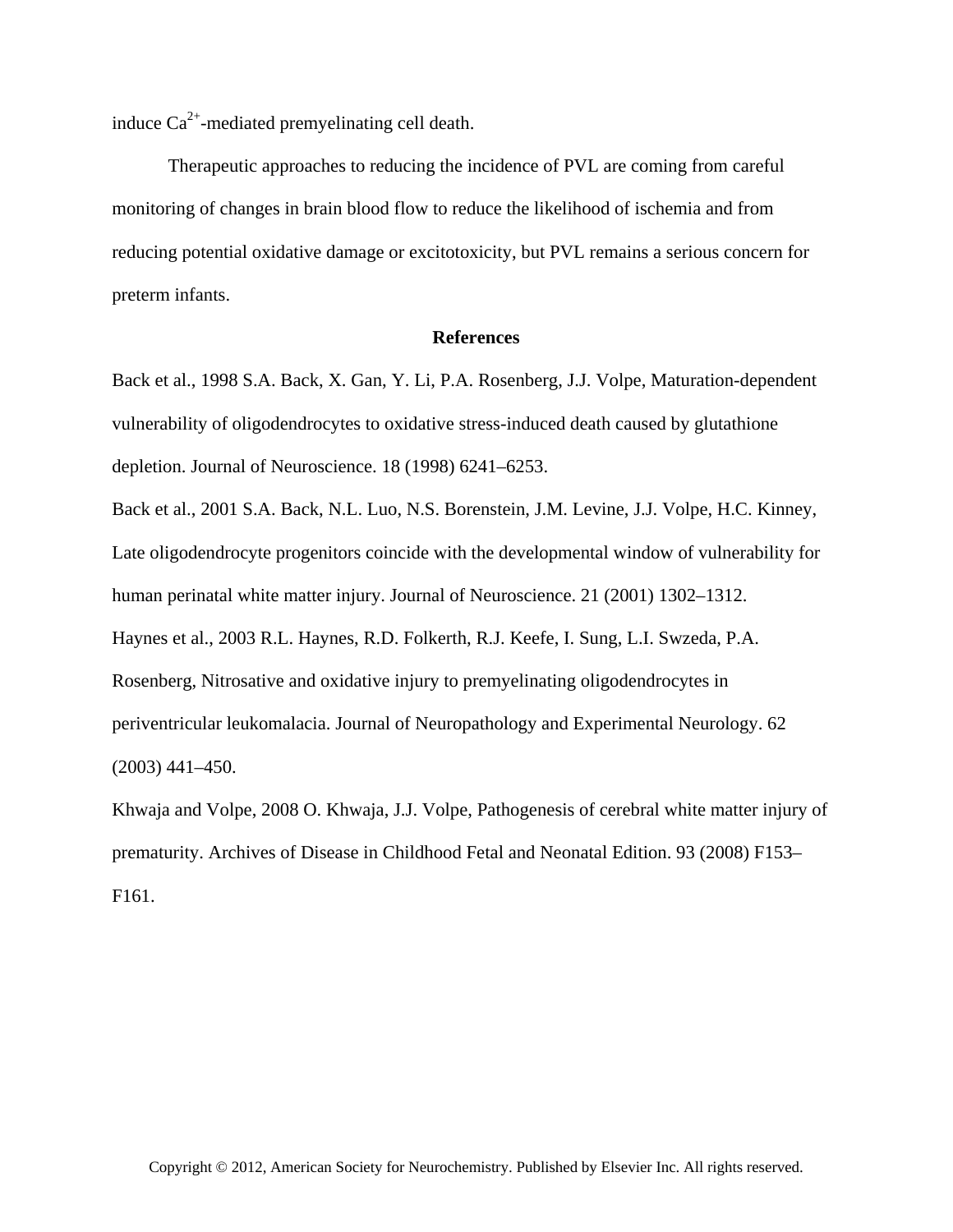induce $Ca^{2+}$-mediated premyelinating cell death.

Therapeutic approaches to reducing the incidence of PVL are coming from careful monitoring of changes in brain blood flow to reduce the likelihood of ischemia and from reducing potential oxidative damage or excitotoxicity, but PVL remains a serious concern for preterm infants.

## References

Back et al., 1998 S.A. Back, X. Gan, Y. Li, P.A. Rosenberg, J.J. Volpe, Maturation-dependent vulnerability of oligodendrocytes to oxidative stress-induced death caused by glutathione depletion. Journal of Neuroscience. 18 (1998) 6241–6253.

Back et al., 2001 S.A. Back, N.L. Luo, N.S. Borenstein, J.M. Levine, J.J. Volpe, H.C. Kinney, Late oligodendrocyte progenitors coincide with the developmental window of vulnerability for human perinatal white matter injury. Journal of Neuroscience. 21 (2001) 1302–1312.

Haynes et al., 2003 R.L. Haynes, R.D. Folkerth, R.J. Keefe, I. Sung, L.I. Swzeda, P.A. Rosenberg, Nitrosative and oxidative injury to premyelinating oligodendrocytes in periventricular leukomalacia. Journal of Neuropathology and Experimental Neurology. 62 (2003) 441–450.

Khwaja and Volpe, 2008 O. Khwaja, J.J. Volpe, Pathogenesis of cerebral white matter injury of prematurity. Archives of Disease in Childhood Fetal and Neonatal Edition. 93 (2008) F153–F161.

Copyright © 2012, American Society for Neurochemistry. Published by Elsevier Inc. All rights reserved.